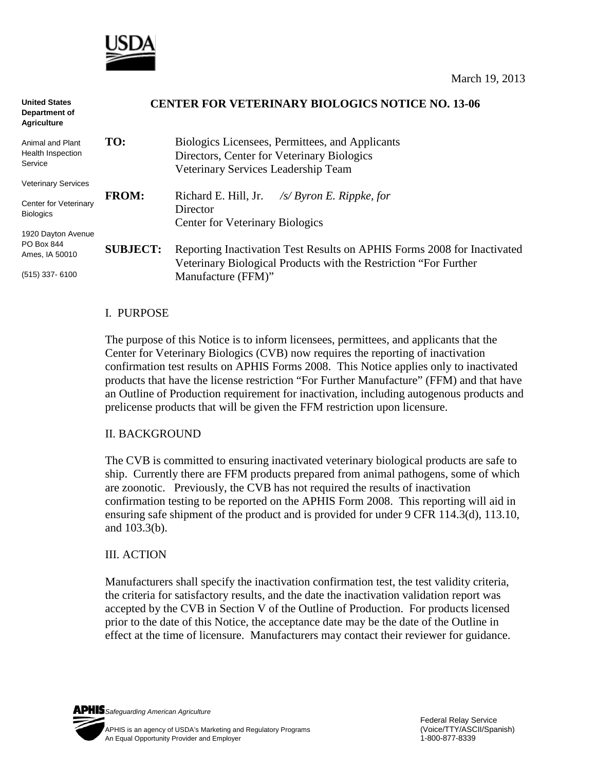USDA

March 19, 2013

**United States Department of Agriculture**

Animal and Plant Health Inspection Service

Veterinary Services

Center for Veterinary Biologics

1920 Dayton Avenue
PO Box 844
Ames, IA 50010

(515) 337- 6100

# CENTER FOR VETERINARY BIOLOGICS NOTICE NO. 13-06

**TO:** Biologics Licensees, Permittees, and Applicants
Directors, Center for Veterinary Biologics
Veterinary Services Leadership Team

**FROM:** Richard E. Hill, Jr. */s/ Byron E. Rippke, for*
Director
Center for Veterinary Biologics

**SUBJECT:** Reporting Inactivation Test Results on APHIS Forms 2008 for Inactivated Veterinary Biological Products with the Restriction "For Further Manufacture (FFM)"

## I. PURPOSE

The purpose of this Notice is to inform licensees, permittees, and applicants that the Center for Veterinary Biologics (CVB) now requires the reporting of inactivation confirmation test results on APHIS Forms 2008. This Notice applies only to inactivated products that have the license restriction "For Further Manufacture" (FFM) and that have an Outline of Production requirement for inactivation, including autogenous products and prelicense products that will be given the FFM restriction upon licensure.

## II. BACKGROUND

The CVB is committed to ensuring inactivated veterinary biological products are safe to ship. Currently there are FFM products prepared from animal pathogens, some of which are zoonotic. Previously, the CVB has not required the results of inactivation confirmation testing to be reported on the APHIS Form 2008. This reporting will aid in ensuring safe shipment of the product and is provided for under 9 CFR 114.3(d), 113.10, and 103.3(b).

## III. ACTION

Manufacturers shall specify the inactivation confirmation test, the test validity criteria, the criteria for satisfactory results, and the date the inactivation validation report was accepted by the CVB in Section V of the Outline of Production. For products licensed prior to the date of this Notice, the acceptance date may be the date of the Outline in effect at the time of licensure. Manufacturers may contact their reviewer for guidance.

APHIS *Safeguarding American Agriculture*

APHIS is an agency of USDA's Marketing and Regulatory Programs
An Equal Opportunity Provider and Employer

Federal Relay Service
(Voice/TTY/ASCII/Spanish)
1-800-877-8339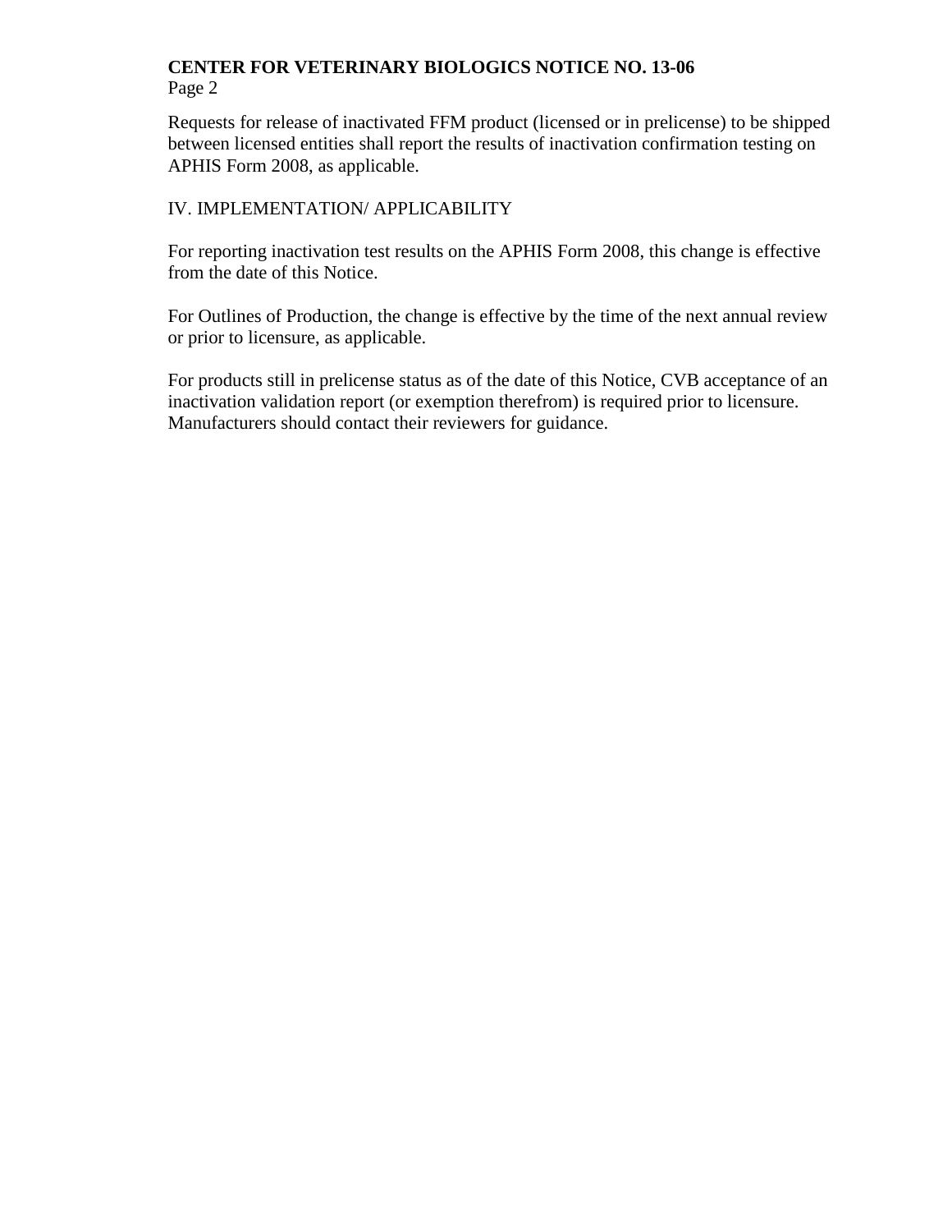Requests for release of inactivated FFM product (licensed or in prelicense) to be shipped between licensed entities shall report the results of inactivation confirmation testing on APHIS Form 2008, as applicable.

## IV. IMPLEMENTATION/ APPLICABILITY

For reporting inactivation test results on the APHIS Form 2008, this change is effective from the date of this Notice.

For Outlines of Production, the change is effective by the time of the next annual review or prior to licensure, as applicable.

For products still in prelicense status as of the date of this Notice, CVB acceptance of an inactivation validation report (or exemption therefrom) is required prior to licensure. Manufacturers should contact their reviewers for guidance.